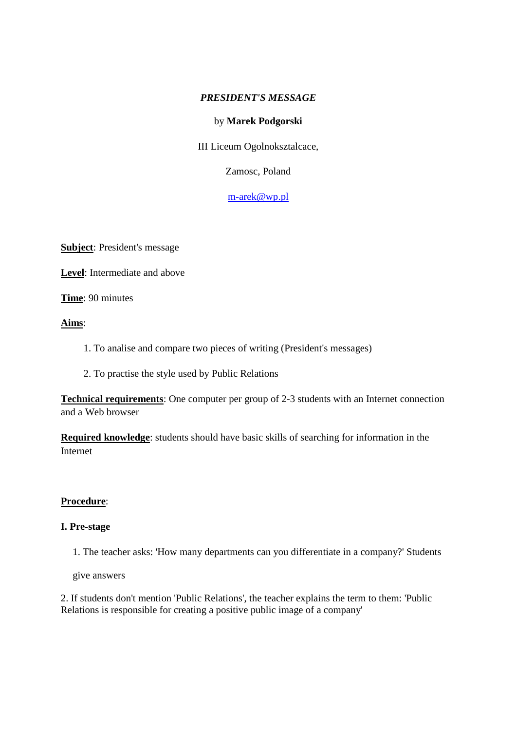***PRESIDENT'S MESSAGE***

by **Marek Podgorski**

III Liceum Ogolnoksztalcace,

Zamosc, Poland

m-arek@wp.pl

**Subject**: President's message

**Level**: Intermediate and above

**Time**: 90 minutes

**Aims**:

1. To analise and compare two pieces of writing (President's messages)
2. To practise the style used by Public Relations

**Technical requirements**: One computer per group of 2-3 students with an Internet connection and a Web browser

**Required knowledge**: students should have basic skills of searching for information in the Internet

**Procedure**:

**I. Pre-stage**

1. The teacher asks: 'How many departments can you differentiate in a company?' Students give answers

2. If students don't mention 'Public Relations', the teacher explains the term to them: 'Public Relations is responsible for creating a positive public image of a company'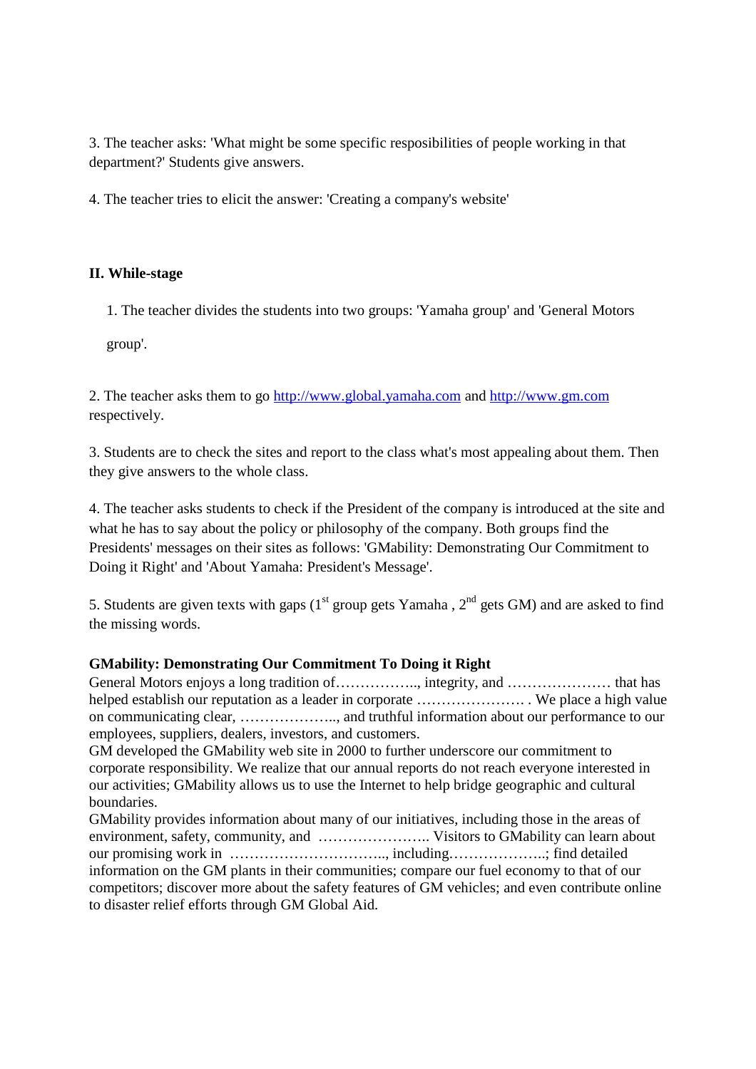3. The teacher asks: 'What might be some specific resposibilities of people working in that department?' Students give answers.

4. The teacher tries to elicit the answer: 'Creating a company's website'

**II. While-stage**

1. The teacher divides the students into two groups: 'Yamaha group' and 'General Motors group'.

2. The teacher asks them to go http://www.global.yamaha.com and http://www.gm.com respectively.

3. Students are to check the sites and report to the class what's most appealing about them. Then they give answers to the whole class.

4. The teacher asks students to check if the President of the company is introduced at the site and what he has to say about the policy or philosophy of the company. Both groups find the Presidents' messages on their sites as follows: 'GMability: Demonstrating Our Commitment to Doing it Right' and 'About Yamaha: President's Message'.

5. Students are given texts with gaps (1st group gets Yamaha , 2nd gets GM) and are asked to find the missing words.

**GMability: Demonstrating Our Commitment To Doing it Right**

General Motors enjoys a long tradition of…………….., integrity, and ………………… that has helped establish our reputation as a leader in corporate …………………. . We place a high value on communicating clear, ……………….., and truthful information about our performance to our employees, suppliers, dealers, investors, and customers.

GM developed the GMability web site in 2000 to further underscore our commitment to corporate responsibility. We realize that our annual reports do not reach everyone interested in our activities; GMability allows us to use the Internet to help bridge geographic and cultural boundaries.

GMability provides information about many of our initiatives, including those in the areas of environment, safety, community, and ………………….. Visitors to GMability can learn about our promising work in ………………………….., including……………….; find detailed information on the GM plants in their communities; compare our fuel economy to that of our competitors; discover more about the safety features of GM vehicles; and even contribute online to disaster relief efforts through GM Global Aid.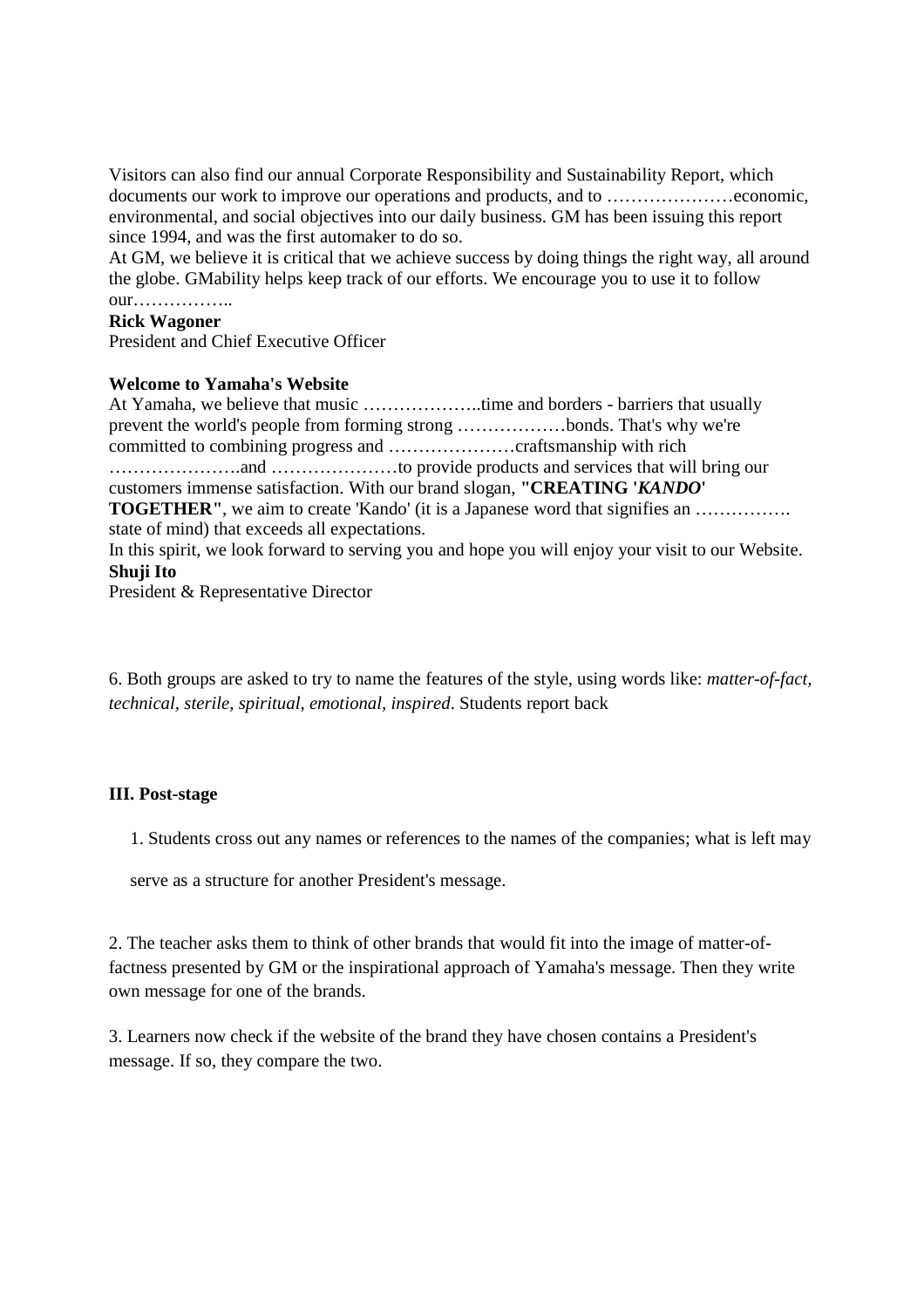Visitors can also find our annual Corporate Responsibility and Sustainability Report, which documents our work to improve our operations and products, and to …………………economic, environmental, and social objectives into our daily business. GM has been issuing this report since 1994, and was the first automaker to do so.
At GM, we believe it is critical that we achieve success by doing things the right way, all around the globe. GMability helps keep track of our efforts. We encourage you to use it to follow our……………..

**Rick Wagoner**
President and Chief Executive Officer

**Welcome to Yamaha's Website**
At Yamaha, we believe that music ………………..time and borders - barriers that usually prevent the world's people from forming strong ………………bonds. That's why we're committed to combining progress and …………………craftsmanship with rich ………………….and …………………to provide products and services that will bring our customers immense satisfaction. With our brand slogan, **"CREATING '*KANDO*' TOGETHER"**, we aim to create 'Kando' (it is a Japanese word that signifies an ……………. state of mind) that exceeds all expectations.
In this spirit, we look forward to serving you and hope you will enjoy your visit to our Website.

**Shuji Ito**
President & Representative Director

6. Both groups are asked to try to name the features of the style, using words like: *matter-of-fact, technical, sterile, spiritual, emotional, inspired*. Students report back

**III. Post-stage**

1. Students cross out any names or references to the names of the companies; what is left may serve as a structure for another President's message.

2. The teacher asks them to think of other brands that would fit into the image of matter-of-factness presented by GM or the inspirational approach of Yamaha's message. Then they write own message for one of the brands.

3. Learners now check if the website of the brand they have chosen contains a President's message. If so, they compare the two.